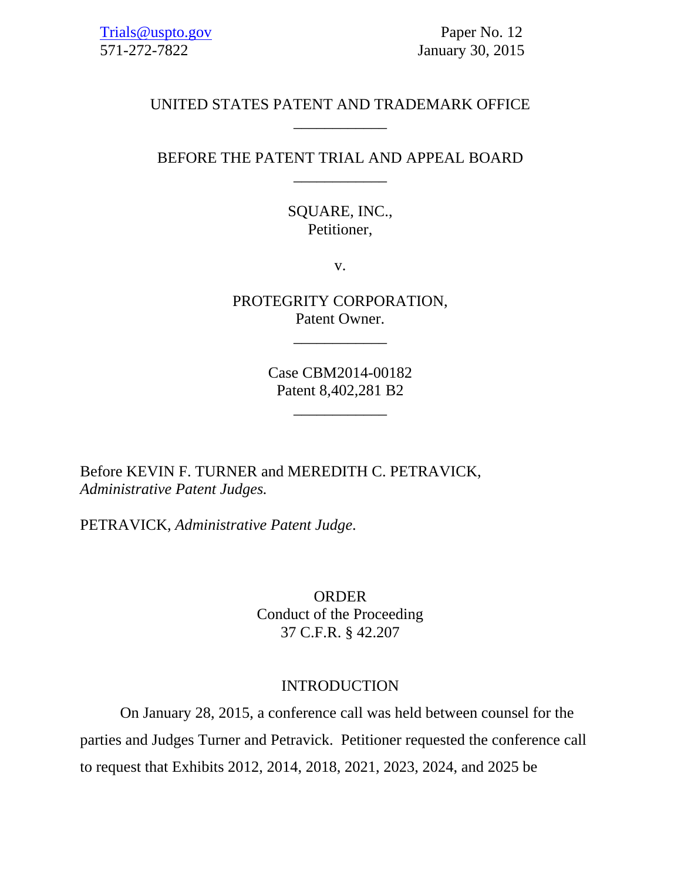Trials@uspto.gov
571-272-7822

Paper No. 12
January 30, 2015

UNITED STATES PATENT AND TRADEMARK OFFICE

____________

BEFORE THE PATENT TRIAL AND APPEAL BOARD

____________

SQUARE, INC.,
Petitioner,

v.

PROTEGRITY CORPORATION,
Patent Owner.

____________

Case CBM2014-00182
Patent 8,402,281 B2

____________

Before KEVIN F. TURNER and MEREDITH C. PETRAVICK, *Administrative Patent Judges.*

PETRAVICK, *Administrative Patent Judge*.

ORDER
Conduct of the Proceeding
37 C.F.R. § 42.207

INTRODUCTION

On January 28, 2015, a conference call was held between counsel for the parties and Judges Turner and Petravick. Petitioner requested the conference call to request that Exhibits 2012, 2014, 2018, 2021, 2023, 2024, and 2025 be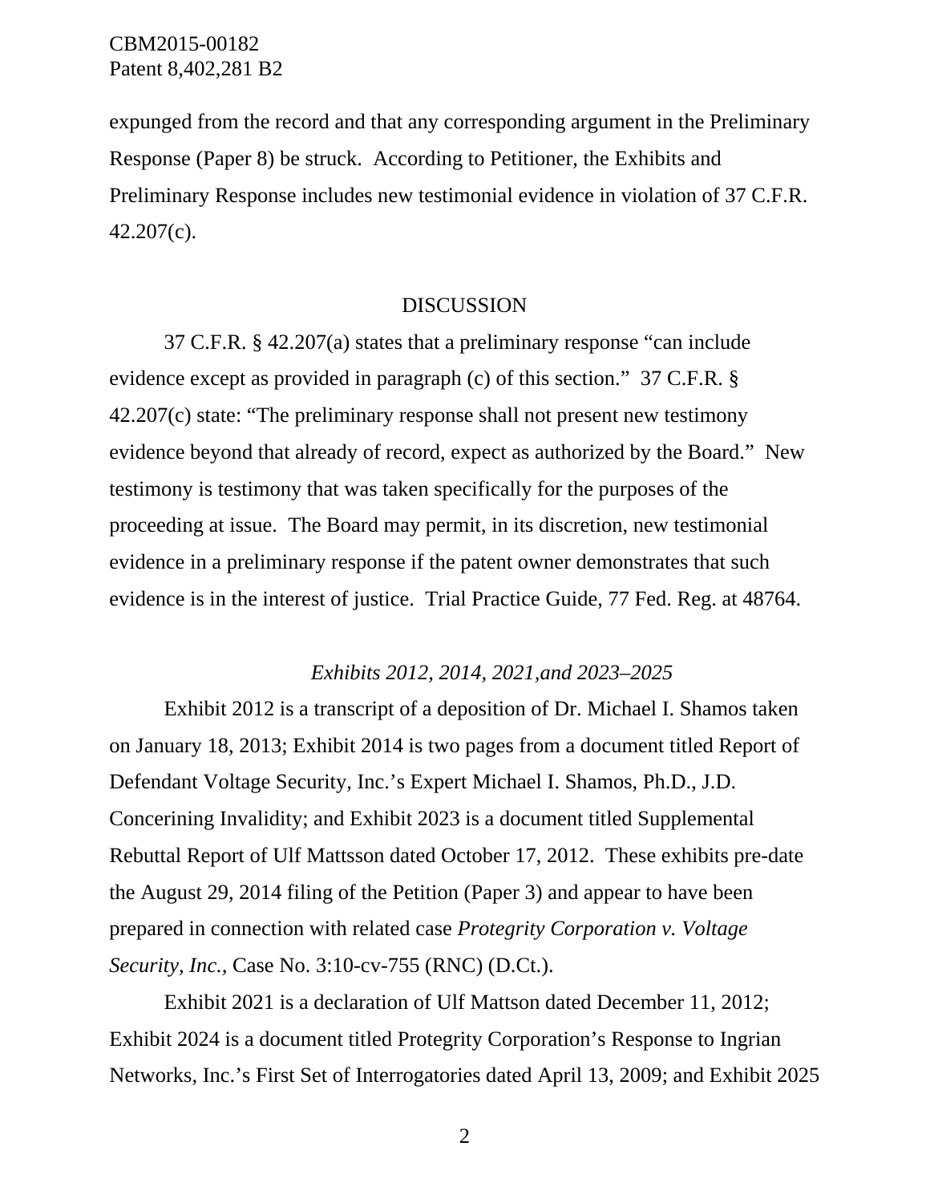expunged from the record and that any corresponding argument in the Preliminary Response (Paper 8) be struck. According to Petitioner, the Exhibits and Preliminary Response includes new testimonial evidence in violation of 37 C.F.R. 42.207(c).

## DISCUSSION

37 C.F.R. § 42.207(a) states that a preliminary response "can include evidence except as provided in paragraph (c) of this section." 37 C.F.R. § 42.207(c) state: "The preliminary response shall not present new testimony evidence beyond that already of record, expect as authorized by the Board." New testimony is testimony that was taken specifically for the purposes of the proceeding at issue. The Board may permit, in its discretion, new testimonial evidence in a preliminary response if the patent owner demonstrates that such evidence is in the interest of justice. Trial Practice Guide, 77 Fed. Reg. at 48764.

### *Exhibits 2012, 2014, 2021,and 2023–2025*

Exhibit 2012 is a transcript of a deposition of Dr. Michael I. Shamos taken on January 18, 2013; Exhibit 2014 is two pages from a document titled Report of Defendant Voltage Security, Inc.'s Expert Michael I. Shamos, Ph.D., J.D. Concerining Invalidity; and Exhibit 2023 is a document titled Supplemental Rebuttal Report of Ulf Mattsson dated October 17, 2012. These exhibits pre-date the August 29, 2014 filing of the Petition (Paper 3) and appear to have been prepared in connection with related case *Protegrity Corporation v. Voltage Security, Inc.*, Case No. 3:10-cv-755 (RNC) (D.Ct.).

Exhibit 2021 is a declaration of Ulf Mattson dated December 11, 2012; Exhibit 2024 is a document titled Protegrity Corporation's Response to Ingrian Networks, Inc.'s First Set of Interrogatories dated April 13, 2009; and Exhibit 2025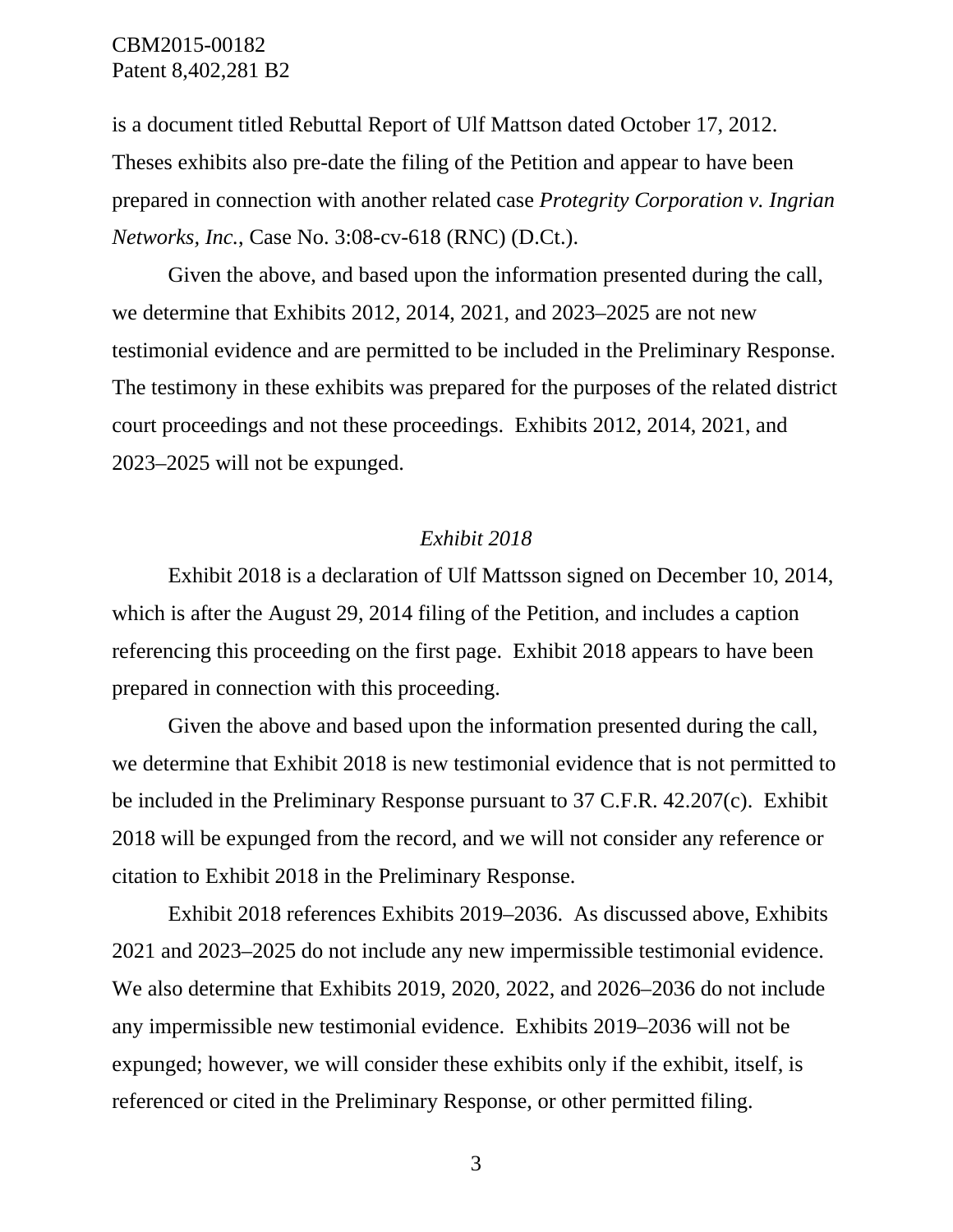is a document titled Rebuttal Report of Ulf Mattson dated October 17, 2012. Theses exhibits also pre-date the filing of the Petition and appear to have been prepared in connection with another related case *Protegrity Corporation v. Ingrian Networks, Inc.*, Case No. 3:08-cv-618 (RNC) (D.Ct.).

Given the above, and based upon the information presented during the call, we determine that Exhibits 2012, 2014, 2021, and 2023–2025 are not new testimonial evidence and are permitted to be included in the Preliminary Response. The testimony in these exhibits was prepared for the purposes of the related district court proceedings and not these proceedings. Exhibits 2012, 2014, 2021, and 2023–2025 will not be expunged.

*Exhibit 2018*

Exhibit 2018 is a declaration of Ulf Mattsson signed on December 10, 2014, which is after the August 29, 2014 filing of the Petition, and includes a caption referencing this proceeding on the first page. Exhibit 2018 appears to have been prepared in connection with this proceeding.

Given the above and based upon the information presented during the call, we determine that Exhibit 2018 is new testimonial evidence that is not permitted to be included in the Preliminary Response pursuant to 37 C.F.R. 42.207(c). Exhibit 2018 will be expunged from the record, and we will not consider any reference or citation to Exhibit 2018 in the Preliminary Response.

Exhibit 2018 references Exhibits 2019–2036. As discussed above, Exhibits 2021 and 2023–2025 do not include any new impermissible testimonial evidence. We also determine that Exhibits 2019, 2020, 2022, and 2026–2036 do not include any impermissible new testimonial evidence. Exhibits 2019–2036 will not be expunged; however, we will consider these exhibits only if the exhibit, itself, is referenced or cited in the Preliminary Response, or other permitted filing.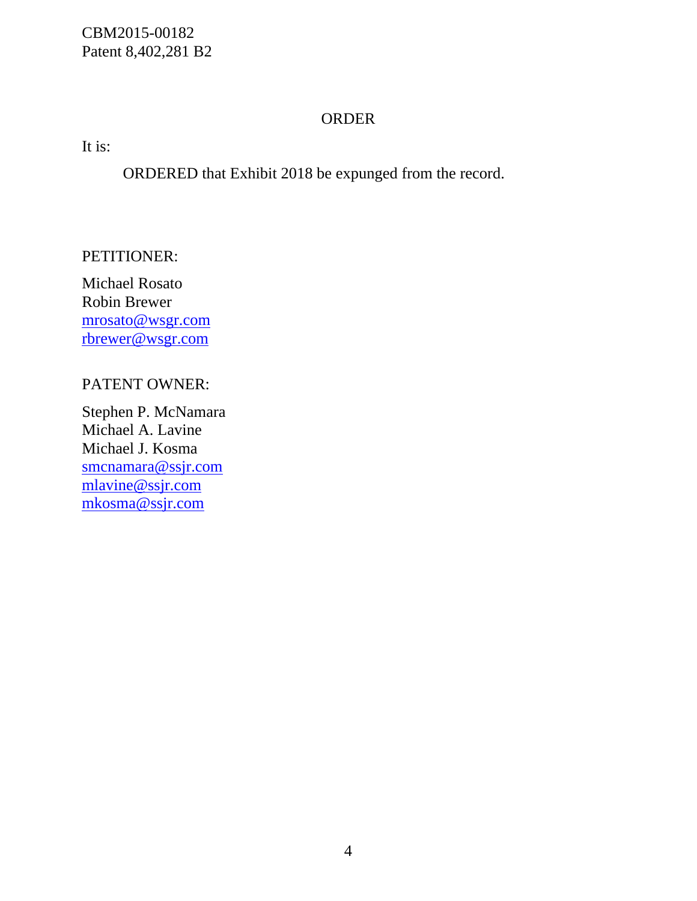## ORDER

It is:

ORDERED that Exhibit 2018 be expunged from the record.

PETITIONER:

Michael Rosato
Robin Brewer
mrosato@wsgr.com
rbrewer@wsgr.com

PATENT OWNER:

Stephen P. McNamara
Michael A. Lavine
Michael J. Kosma
smcnamara@ssjr.com
mlavine@ssjr.com
mkosma@ssjr.com